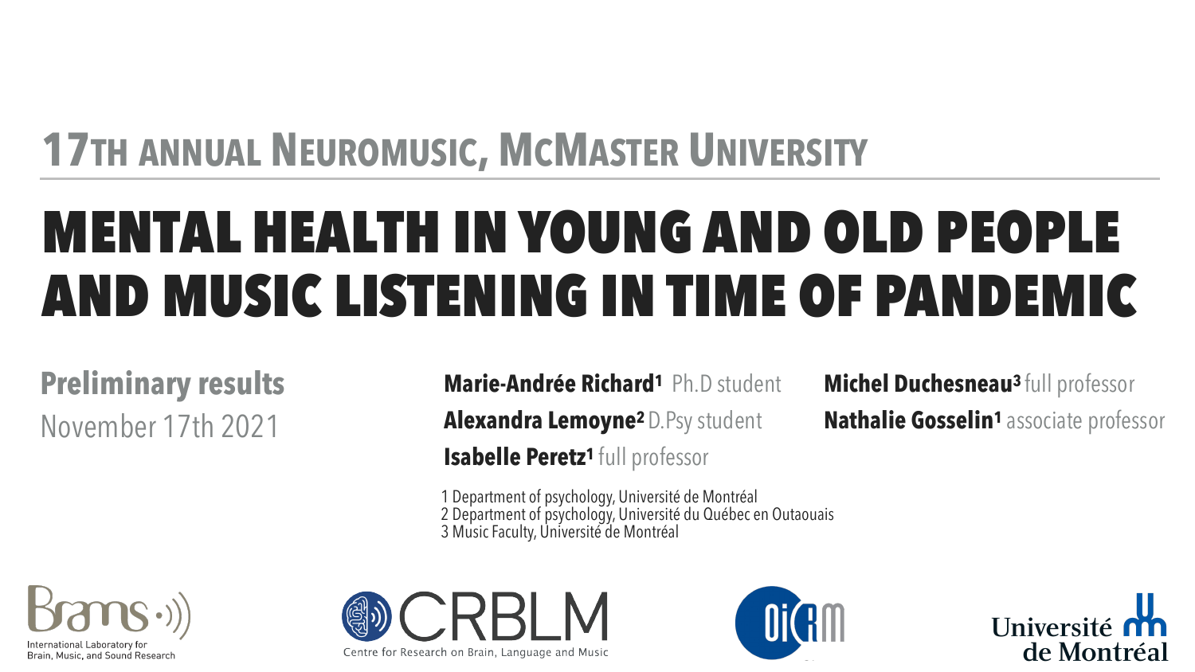## 17th Annual Neuromusic, McMaster University

# MENTAL HEALTH IN YOUNG AND OLD PEOPLE AND MUSIC LISTENING IN TIME OF PANDEMIC

**Preliminary results**

November 17th 2021

**Marie-Andrée Richard[1]** Ph.D student

**Alexandra Lemoyne[2]** D.Psy student

**Isabelle Peretz[1]** full professor

**Michel Duchesneau[3]** full professor

**Nathalie Gosselin[1]** associate professor

1 Department of psychology, Université de Montréal
2 Department of psychology, Université du Québec en Outaouais
3 Music Faculty, Université de Montréal

Brams International Laboratory for Brain, Music, and Sound Research

CRBLM Centre for Research on Brain, Language and Music

OICRM

Université de Montréal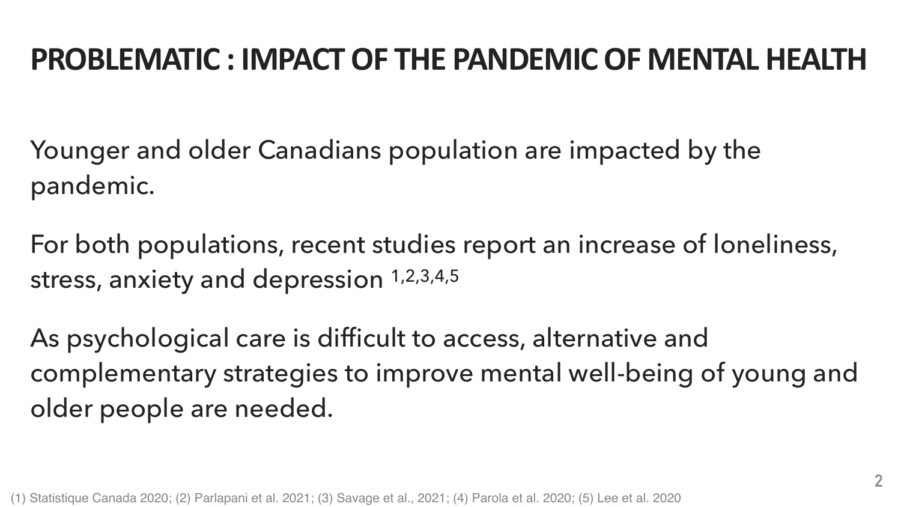# PROBLEMATIC : IMPACT OF THE PANDEMIC OF MENTAL HEALTH

Younger and older Canadians population are impacted by the pandemic.

For both populations, recent studies report an increase of loneliness, stress, anxiety and depression [1,2,3,4,5]

As psychological care is difficult to access, alternative and complementary strategies to improve mental well-being of young and older people are needed.

(1) Statistique Canada 2020; (2) Parlapani et al. 2021; (3) Savage et al., 2021; (4) Parola et al. 2020; (5) Lee et al. 2020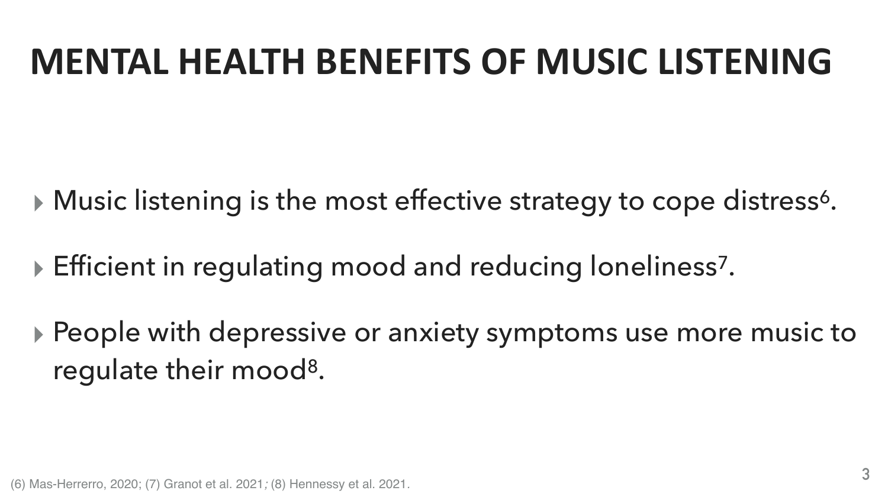# MENTAL HEALTH BENEFITS OF MUSIC LISTENING

- Music listening is the most effective strategy to cope distress[6].
- Efficient in regulating mood and reducing loneliness[7].
- People with depressive or anxiety symptoms use more music to regulate their mood[8].

(6) Mas-Herrerro, 2020; (7) Granot et al. 2021; (8) Hennessy et al. 2021.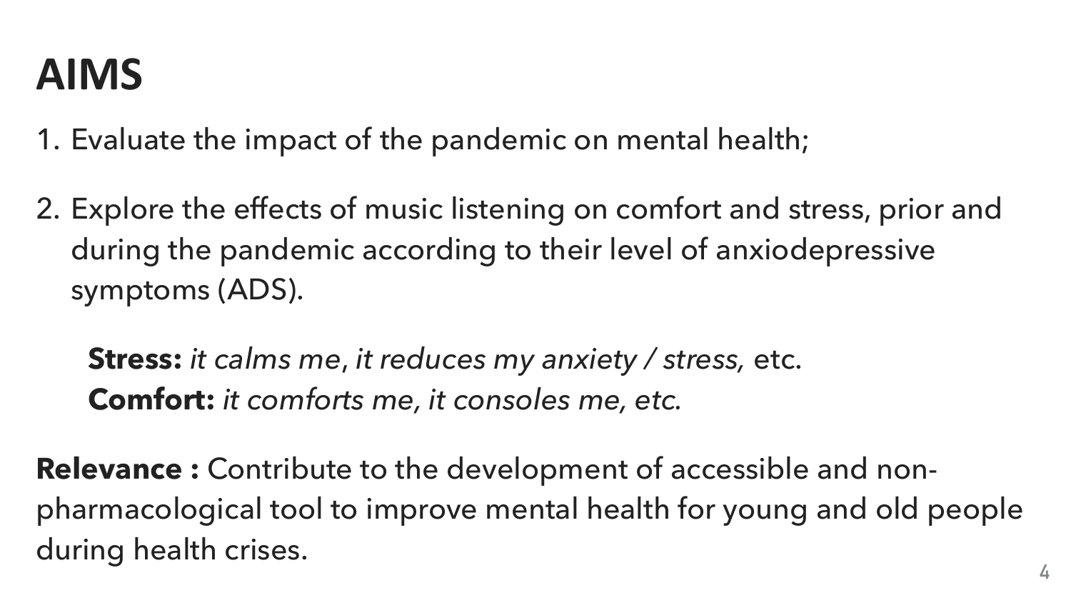# AIMS

1. Evaluate the impact of the pandemic on mental health;

2. Explore the effects of music listening on comfort and stress, prior and during the pandemic according to their level of anxiodepressive symptoms (ADS).

   **Stress:** *it calms me*, *it reduces my anxiety / stress,* etc.
   **Comfort:** *it comforts me, it consoles me, etc.*

**Relevance :** Contribute to the development of accessible and non-pharmacological tool to improve mental health for young and old people during health crises.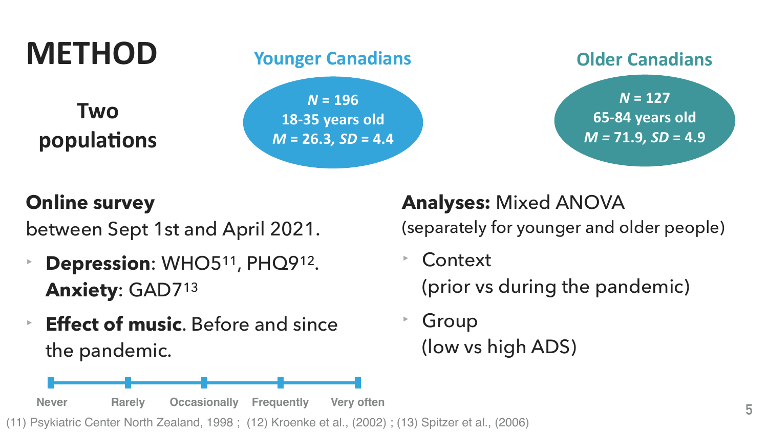# METHOD

**Two populations**

**Younger Canadians**

*N* = 196
18-35 years old
*M* = 26.3, *SD* = 4.4

**Older Canadians**

*N* = 127
65-84 years old
*M* = 71.9, *SD* = 4.9

**Online survey**
between Sept 1st and April 2021.

- **Depression**: WHO5[11], PHQ9[12]. **Anxiety**: GAD7[13]
- **Effect of music**. Before and since the pandemic.

Never — Rarely — Occasionally — Frequently — Very often

**Analyses:** Mixed ANOVA
(separately for younger and older people)

- Context
  (prior vs during the pandemic)
- Group
  (low vs high ADS)

(11) Psykiatric Center North Zealand, 1998 ; (12) Kroenke et al., (2002) ; (13) Spitzer et al., (2006)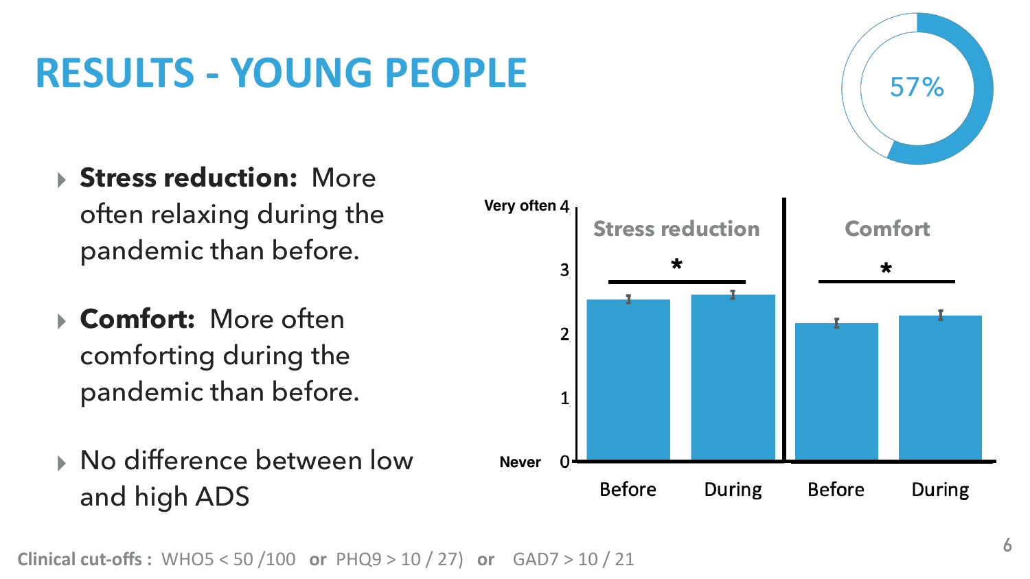# RESULTS - YOUNG PEOPLE

57%

- **Stress reduction:** More often relaxing during the pandemic than before.
- **Comfort:** More often comforting during the pandemic than before.
- No difference between low and high ADS

Very often 4

3

2

1

Never 0

Stress reduction

*

Comfort

*

Before

During

Before

During

**Clinical cut-offs :** WHO5 < 50 /100 **or** PHQ9 > 10 / 27) **or** GAD7 > 10 / 21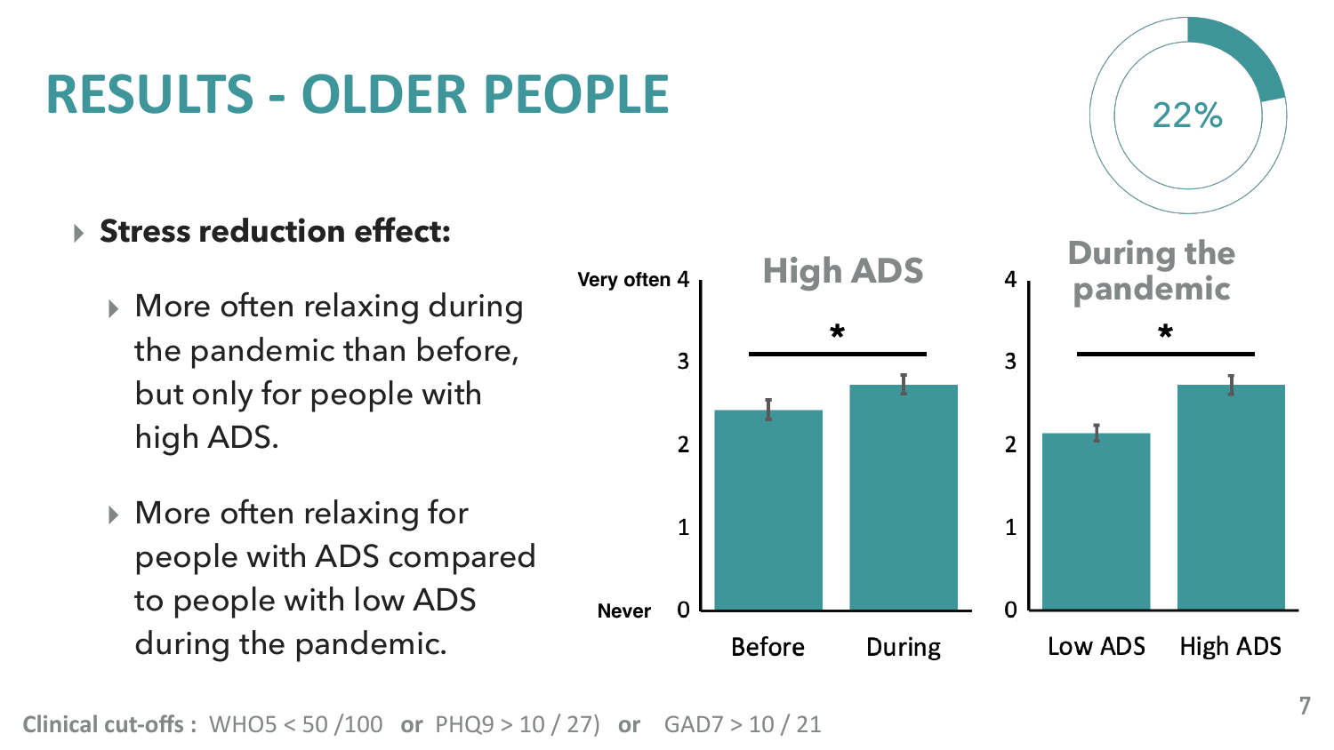# RESULTS - OLDER PEOPLE

22%

- **Stress reduction effect:**
  - More often relaxing during the pandemic than before, but only for people with high ADS.
  - More often relaxing for people with ADS compared to people with low ADS during the pandemic.

High ADS

Very often 4

3

2

1

Never 0

*

Before

During

During the pandemic

4

3

2

1

0

*

Low ADS

High ADS

**Clinical cut-offs :** WHO5 < 50 /100 **or** PHQ9 > 10 / 27) **or** GAD7 > 10 / 21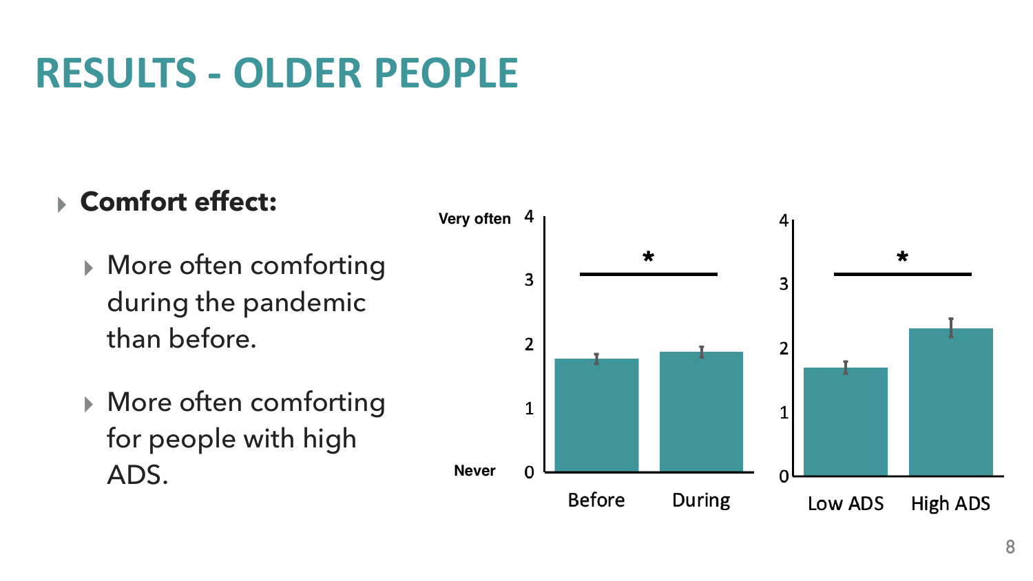# RESULTS - OLDER PEOPLE

- **Comfort effect:**
  - More often comforting during the pandemic than before.
  - More often comforting for people with high ADS.

Very often 4

3

2

1

Never 0

*

Before

During

4

3

2

1

0

*

Low ADS

High ADS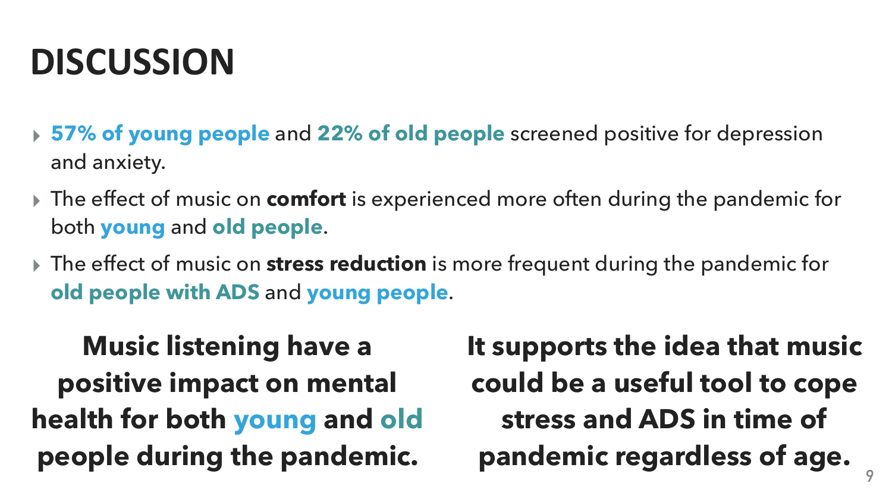# DISCUSSION

- **57% of young people** and **22% of old people** screened positive for depression and anxiety.
- The effect of music on **comfort** is experienced more often during the pandemic for both **young** and **old people**.
- The effect of music on **stress reduction** is more frequent during the pandemic for **old people with ADS** and **young people**.

**Music listening have a positive impact on mental health for both young and old people during the pandemic.**

**It supports the idea that music could be a useful tool to cope stress and ADS in time of pandemic regardless of age.**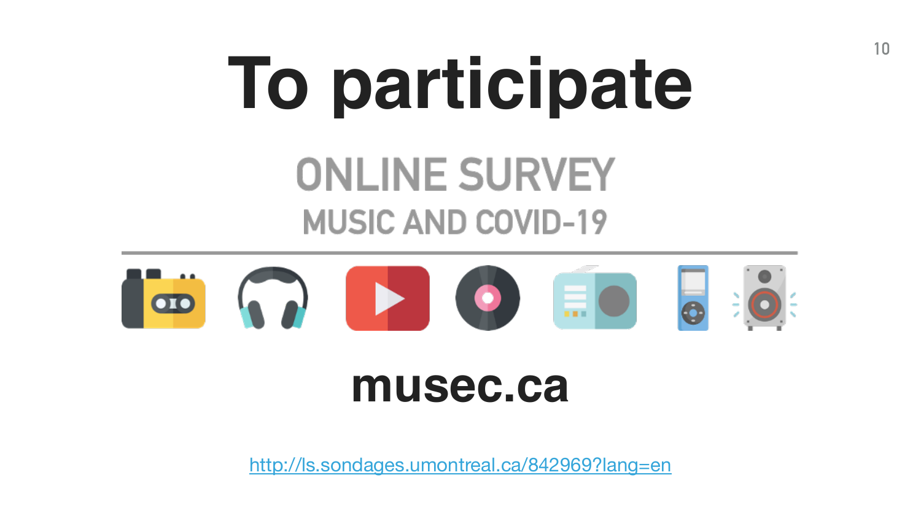# To participate

## ONLINE SURVEY

### MUSIC AND COVID-19

**musec.ca**

[http://ls.sondages.umontreal.ca/842969?lang=en](http://ls.sondages.umontreal.ca/842969?lang=en)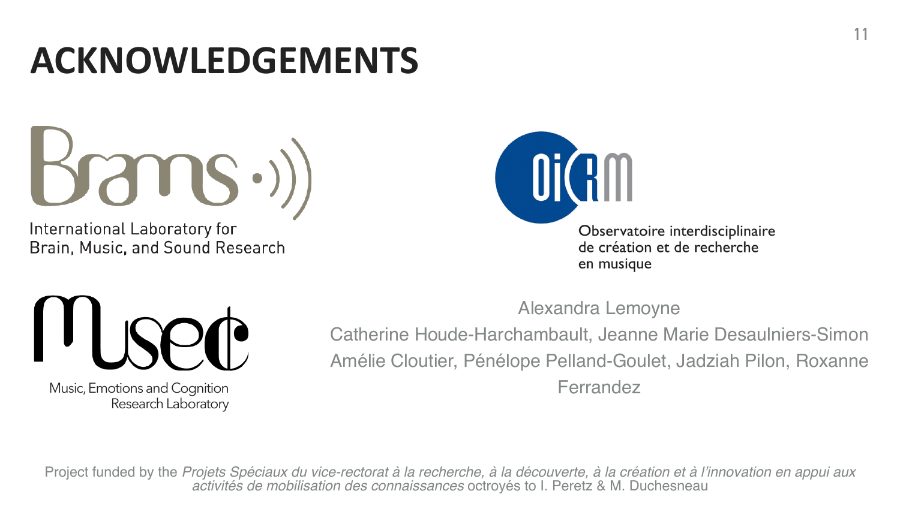# ACKNOWLEDGEMENTS

Brams

International Laboratory for Brain, Music, and Sound Research

OICRM

Observatoire interdisciplinaire de création et de recherche en musique

Musec

Music, Emotions and Cognition Research Laboratory

Alexandra Lemoyne

Catherine Houde-Harchambault, Jeanne Marie Desaulniers-Simon

Amélie Cloutier, Pénélope Pelland-Goulet, Jadziah Pilon, Roxanne Ferrandez

Project funded by the *Projets Spéciaux du vice-rectorat à la recherche, à la découverte, à la création et à l'innovation en appui aux activités de mobilisation des connaissances* octroyés to I. Peretz & M. Duchesneau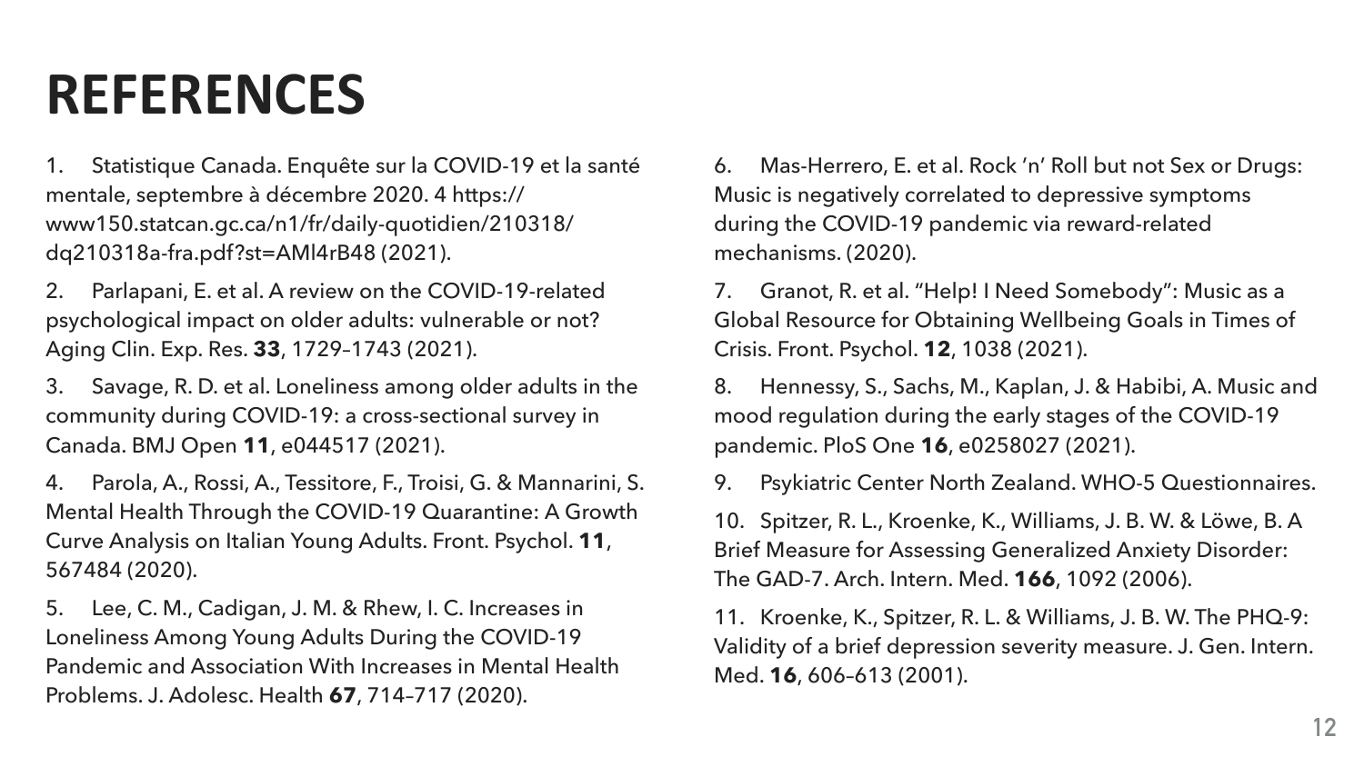# REFERENCES

1. Statistique Canada. Enquête sur la COVID-19 et la santé mentale, septembre à décembre 2020. 4 https://www150.statcan.gc.ca/n1/fr/daily-quotidien/210318/dq210318a-fra.pdf?st=AMl4rB48 (2021).

2. Parlapani, E. et al. A review on the COVID-19-related psychological impact on older adults: vulnerable or not? Aging Clin. Exp. Res. **33**, 1729–1743 (2021).

3. Savage, R. D. et al. Loneliness among older adults in the community during COVID-19: a cross-sectional survey in Canada. BMJ Open **11**, e044517 (2021).

4. Parola, A., Rossi, A., Tessitore, F., Troisi, G. & Mannarini, S. Mental Health Through the COVID-19 Quarantine: A Growth Curve Analysis on Italian Young Adults. Front. Psychol. **11**, 567484 (2020).

5. Lee, C. M., Cadigan, J. M. & Rhew, I. C. Increases in Loneliness Among Young Adults During the COVID-19 Pandemic and Association With Increases in Mental Health Problems. J. Adolesc. Health **67**, 714–717 (2020).

6. Mas-Herrero, E. et al. Rock 'n' Roll but not Sex or Drugs: Music is negatively correlated to depressive symptoms during the COVID-19 pandemic via reward-related mechanisms. (2020).

7. Granot, R. et al. "Help! I Need Somebody": Music as a Global Resource for Obtaining Wellbeing Goals in Times of Crisis. Front. Psychol. **12**, 1038 (2021).

8. Hennessy, S., Sachs, M., Kaplan, J. & Habibi, A. Music and mood regulation during the early stages of the COVID-19 pandemic. PloS One **16**, e0258027 (2021).

9. Psykiatric Center North Zealand. WHO-5 Questionnaires.

10. Spitzer, R. L., Kroenke, K., Williams, J. B. W. & Löwe, B. A Brief Measure for Assessing Generalized Anxiety Disorder: The GAD-7. Arch. Intern. Med. **166**, 1092 (2006).

11. Kroenke, K., Spitzer, R. L. & Williams, J. B. W. The PHQ-9: Validity of a brief depression severity measure. J. Gen. Intern. Med. **16**, 606–613 (2001).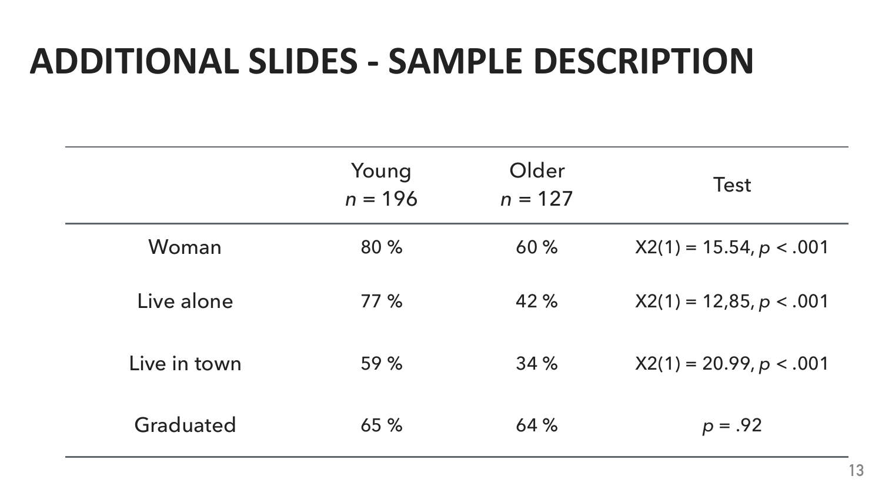# ADDITIONAL SLIDES - SAMPLE DESCRIPTION

| | Young $n = 196$ | Older $n = 127$ | Test |
|---|---|---|---|
| Woman | 80 % | 60 % | X2(1) = 15.54, $p < .001$ |
| Live alone | 77 % | 42 % | X2(1) = 12,85, $p < .001$ |
| Live in town | 59 % | 34 % | X2(1) = 20.99, $p < .001$ |
| Graduated | 65 % | 64 % | $p = .92$ |